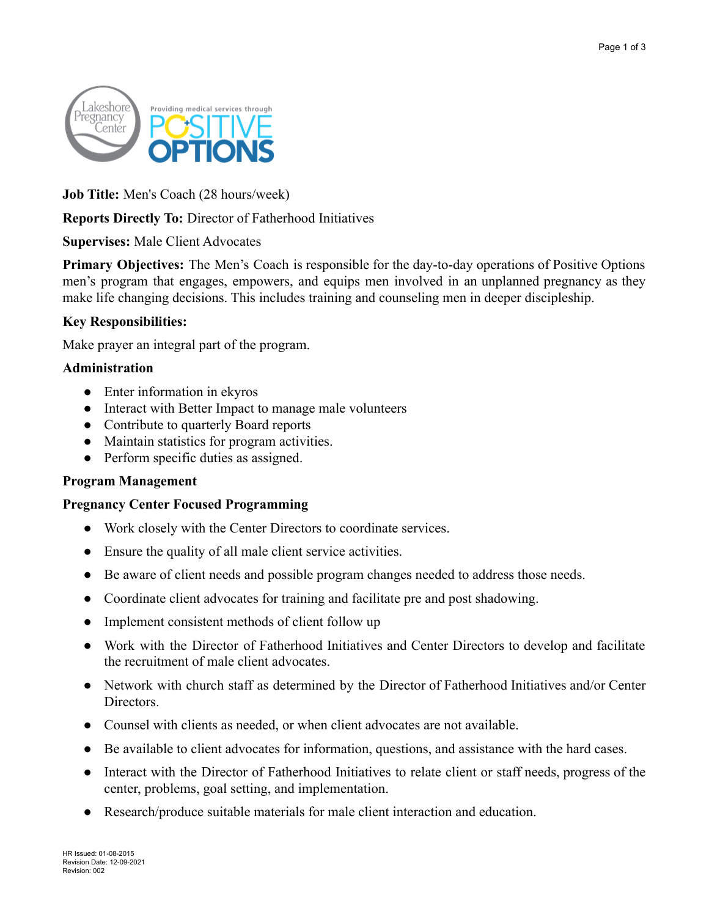**Job Title:** Men's Coach (28 hours/week)

**Reports Directly To:** Director of Fatherhood Initiatives

**Supervises:** Male Client Advocates

**Primary Objectives:** The Men's Coach is responsible for the day-to-day operations of Positive Options men's program that engages, empowers, and equips men involved in an unplanned pregnancy as they make life changing decisions. This includes training and counseling men in deeper discipleship.

**Key Responsibilities:**

Make prayer an integral part of the program.

**Administration**

- Enter information in ekyros
- Interact with Better Impact to manage male volunteers
- Contribute to quarterly Board reports
- Maintain statistics for program activities.
- Perform specific duties as assigned.

**Program Management**

**Pregnancy Center Focused Programming**

- Work closely with the Center Directors to coordinate services.
- Ensure the quality of all male client service activities.
- Be aware of client needs and possible program changes needed to address those needs.
- Coordinate client advocates for training and facilitate pre and post shadowing.
- Implement consistent methods of client follow up
- Work with the Director of Fatherhood Initiatives and Center Directors to develop and facilitate the recruitment of male client advocates.
- Network with church staff as determined by the Director of Fatherhood Initiatives and/or Center Directors.
- Counsel with clients as needed, or when client advocates are not available.
- Be available to client advocates for information, questions, and assistance with the hard cases.
- Interact with the Director of Fatherhood Initiatives to relate client or staff needs, progress of the center, problems, goal setting, and implementation.
- Research/produce suitable materials for male client interaction and education.

HR Issued: 01-08-2015
Revision Date: 12-09-2021
Revision: 002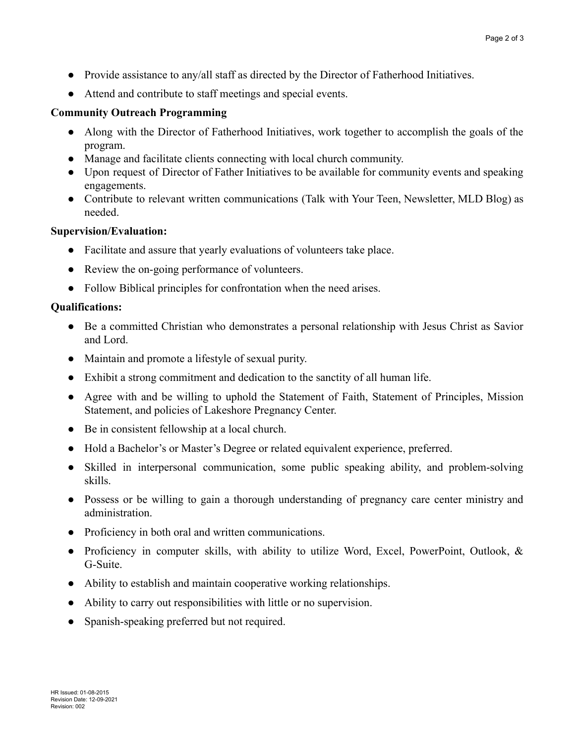- Provide assistance to any/all staff as directed by the Director of Fatherhood Initiatives.
- Attend and contribute to staff meetings and special events.

**Community Outreach Programming**

- Along with the Director of Fatherhood Initiatives, work together to accomplish the goals of the program.
- Manage and facilitate clients connecting with local church community.
- Upon request of Director of Father Initiatives to be available for community events and speaking engagements.
- Contribute to relevant written communications (Talk with Your Teen, Newsletter, MLD Blog) as needed.

**Supervision/Evaluation:**

- Facilitate and assure that yearly evaluations of volunteers take place.
- Review the on-going performance of volunteers.
- Follow Biblical principles for confrontation when the need arises.

**Qualifications:**

- Be a committed Christian who demonstrates a personal relationship with Jesus Christ as Savior and Lord.
- Maintain and promote a lifestyle of sexual purity.
- Exhibit a strong commitment and dedication to the sanctity of all human life.
- Agree with and be willing to uphold the Statement of Faith, Statement of Principles, Mission Statement, and policies of Lakeshore Pregnancy Center.
- Be in consistent fellowship at a local church.
- Hold a Bachelor's or Master's Degree or related equivalent experience, preferred.
- Skilled in interpersonal communication, some public speaking ability, and problem-solving skills.
- Possess or be willing to gain a thorough understanding of pregnancy care center ministry and administration.
- Proficiency in both oral and written communications.
- Proficiency in computer skills, with ability to utilize Word, Excel, PowerPoint, Outlook, & G-Suite.
- Ability to establish and maintain cooperative working relationships.
- Ability to carry out responsibilities with little or no supervision.
- Spanish-speaking preferred but not required.

HR Issued: 01-08-2015
Revision Date: 12-09-2021
Revision: 002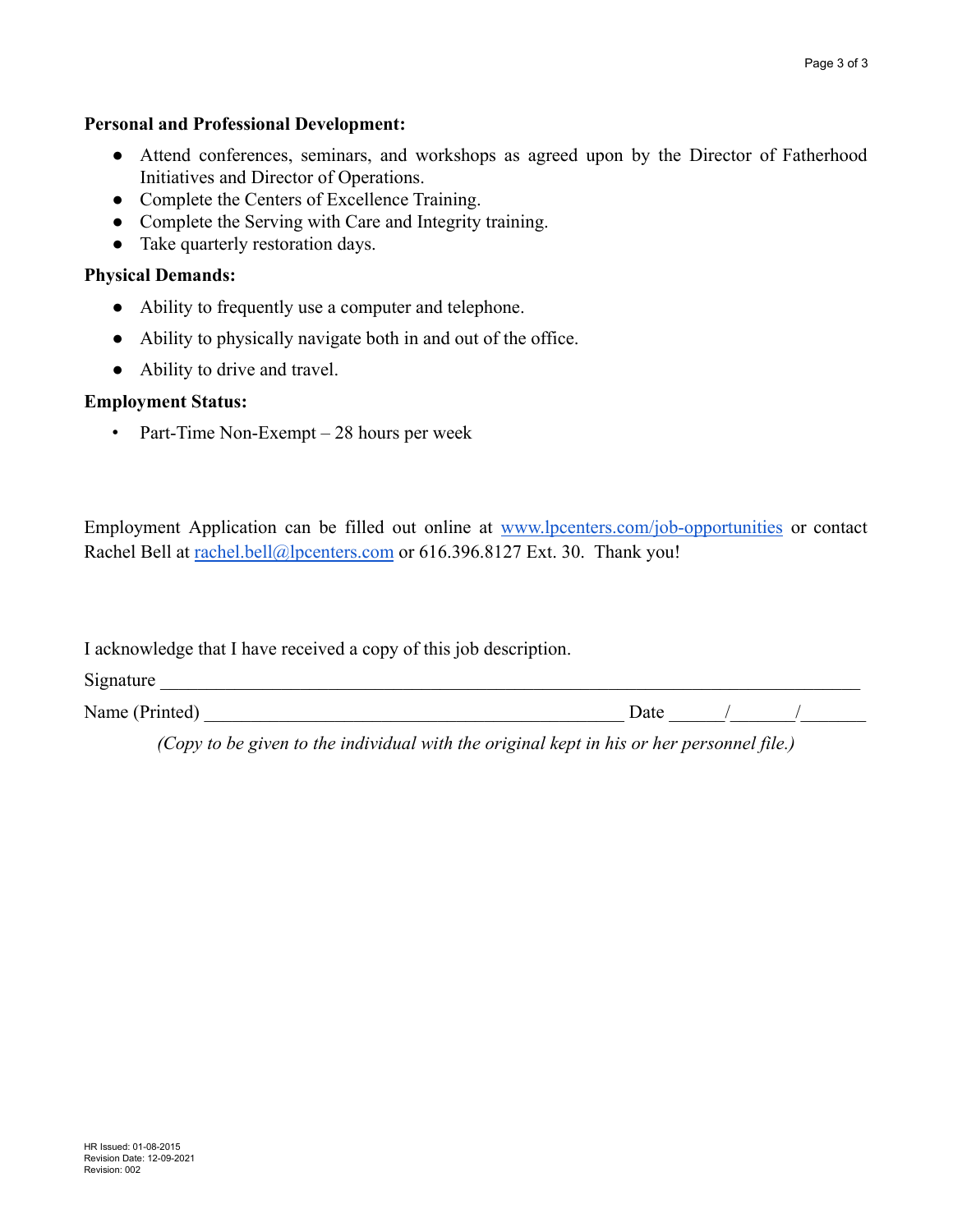**Personal and Professional Development:**

- Attend conferences, seminars, and workshops as agreed upon by the Director of Fatherhood Initiatives and Director of Operations.
- Complete the Centers of Excellence Training.
- Complete the Serving with Care and Integrity training.
- Take quarterly restoration days.

**Physical Demands:**

- Ability to frequently use a computer and telephone.
- Ability to physically navigate both in and out of the office.
- Ability to drive and travel.

**Employment Status:**

- Part-Time Non-Exempt – 28 hours per week

Employment Application can be filled out online at www.lpcenters.com/job-opportunities or contact Rachel Bell at rachel.bell@lpcenters.com or 616.396.8127 Ext. 30. Thank you!

I acknowledge that I have received a copy of this job description.

Signature ____________________________________________________________________________

Name (Printed) _____________________________________________ Date ______/_______/_______

*(Copy to be given to the individual with the original kept in his or her personnel file.)*

HR Issued: 01-08-2015
Revision Date: 12-09-2021
Revision: 002